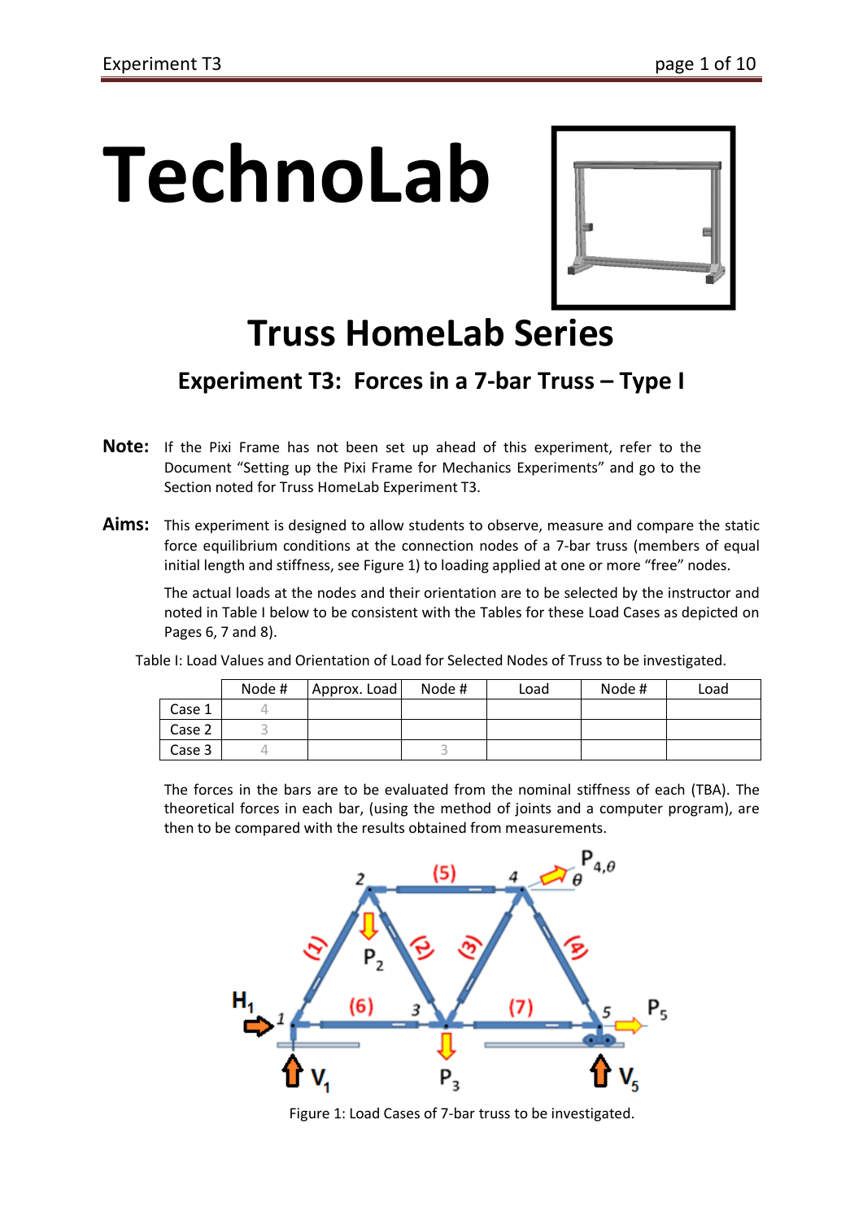# TechnoLab

## Truss HomeLab Series

### Experiment T3: Forces in a 7-bar Truss – Type I

**Note:** If the Pixi Frame has not been set up ahead of this experiment, refer to the Document "Setting up the Pixi Frame for Mechanics Experiments" and go to the Section noted for Truss HomeLab Experiment T3.

**Aims:** This experiment is designed to allow students to observe, measure and compare the static force equilibrium conditions at the connection nodes of a 7-bar truss (members of equal initial length and stiffness, see Figure 1) to loading applied at one or more "free" nodes.

The actual loads at the nodes and their orientation are to be selected by the instructor and noted in Table I below to be consistent with the Tables for these Load Cases as depicted on Pages 6, 7 and 8).

Table I: Load Values and Orientation of Load for Selected Nodes of Truss to be investigated.

| | Node # | Approx. Load | Node # | Load | Node # | Load |
|---|---|---|---|---|---|---|
| Case 1 | 4 | | | | | |
| Case 2 | 3 | | | | | |
| Case 3 | 4 | | 3 | | | |

The forces in the bars are to be evaluated from the nominal stiffness of each (TBA). The theoretical forces in each bar, (using the method of joints and a computer program), are then to be compared with the results obtained from measurements.

Figure 1: Load Cases of 7-bar truss to be investigated.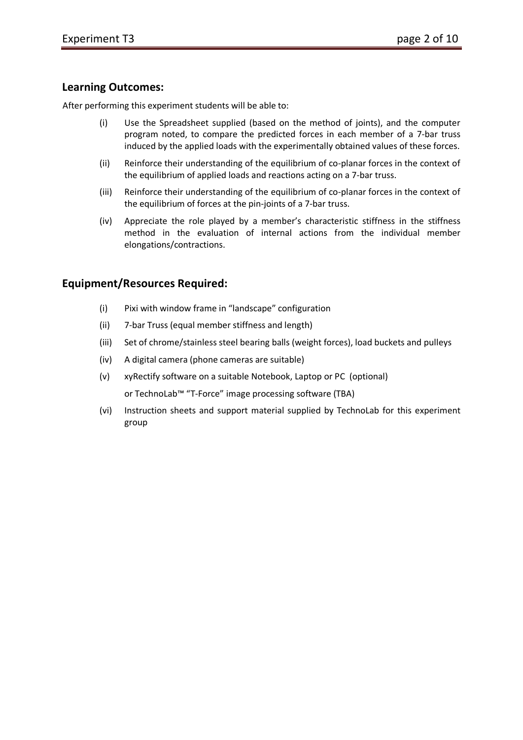## Learning Outcomes:

After performing this experiment students will be able to:

(i) Use the Spreadsheet supplied (based on the method of joints), and the computer program noted, to compare the predicted forces in each member of a 7-bar truss induced by the applied loads with the experimentally obtained values of these forces.

(ii) Reinforce their understanding of the equilibrium of co-planar forces in the context of the equilibrium of applied loads and reactions acting on a 7-bar truss.

(iii) Reinforce their understanding of the equilibrium of co-planar forces in the context of the equilibrium of forces at the pin-joints of a 7-bar truss.

(iv) Appreciate the role played by a member's characteristic stiffness in the stiffness method in the evaluation of internal actions from the individual member elongations/contractions.

## Equipment/Resources Required:

(i) Pixi with window frame in "landscape" configuration

(ii) 7-bar Truss (equal member stiffness and length)

(iii) Set of chrome/stainless steel bearing balls (weight forces), load buckets and pulleys

(iv) A digital camera (phone cameras are suitable)

(v) xyRectify software on a suitable Notebook, Laptop or PC (optional)
or TechnoLab™ "T-Force" image processing software (TBA)

(vi) Instruction sheets and support material supplied by TechnoLab for this experiment group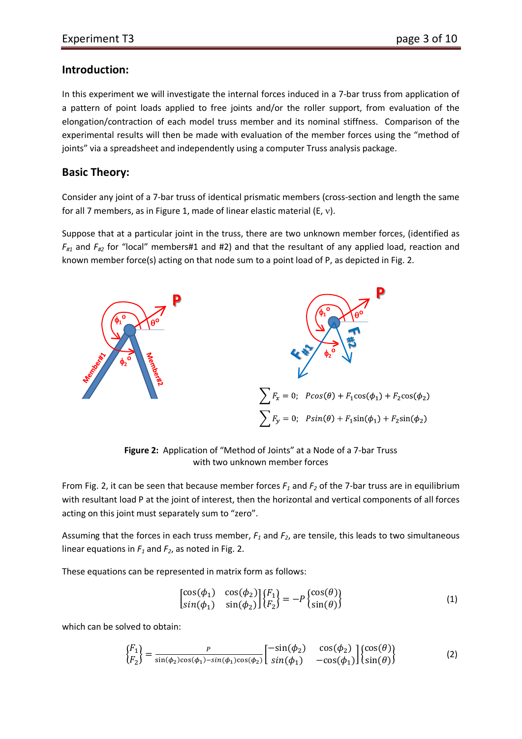## Introduction:

In this experiment we will investigate the internal forces induced in a 7-bar truss from application of a pattern of point loads applied to free joints and/or the roller support, from evaluation of the elongation/contraction of each model truss member and its nominal stiffness. Comparison of the experimental results will then be made with evaluation of the member forces using the "method of joints" via a spreadsheet and independently using a computer Truss analysis package.

## Basic Theory:

Consider any joint of a 7-bar truss of identical prismatic members (cross-section and length the same for all 7 members, as in Figure 1, made of linear elastic material (E, $\nu$).

Suppose that at a particular joint in the truss, there are two unknown member forces, (identified as $F_{\#1}$ and $F_{\#2}$ for "local" members#1 and #2) and that the resultant of any applied load, reaction and known member force(s) acting on that node sum to a point load of P, as depicted in Fig. 2.

$$\sum F_x = 0; \quad P\cos(\theta) + F_1\cos(\phi_1) + F_2\cos(\phi_2)$$

$$\sum F_y = 0; \quad P\sin(\theta) + F_1\sin(\phi_1) + F_2\sin(\phi_2)$$

**Figure 2:** Application of "Method of Joints" at a Node of a 7-bar Truss with two unknown member forces

From Fig. 2, it can be seen that because member forces $F_1$ and $F_2$ of the 7-bar truss are in equilibrium with resultant load P at the joint of interest, then the horizontal and vertical components of all forces acting on this joint must separately sum to "zero".

Assuming that the forces in each truss member, $F_1$ and $F_2$, are tensile, this leads to two simultaneous linear equations in $F_1$ and $F_2$, as noted in Fig. 2.

These equations can be represented in matrix form as follows:

$$\begin{bmatrix} \cos(\phi_1) & \cos(\phi_2) \\ \sin(\phi_1) & \sin(\phi_2) \end{bmatrix} \begin{Bmatrix} F_1 \\ F_2 \end{Bmatrix} = -P \begin{Bmatrix} \cos(\theta) \\ \sin(\theta) \end{Bmatrix} \tag{1}$$

which can be solved to obtain:

$$\begin{Bmatrix} F_1 \\ F_2 \end{Bmatrix} = \frac{P}{\sin(\phi_2)\cos(\phi_1) - \sin(\phi_1)\cos(\phi_2)} \begin{bmatrix} -\sin(\phi_2) & \cos(\phi_2) \\ \sin(\phi_1) & -\cos(\phi_1) \end{bmatrix} \begin{Bmatrix} \cos(\theta) \\ \sin(\theta) \end{Bmatrix} \tag{2}$$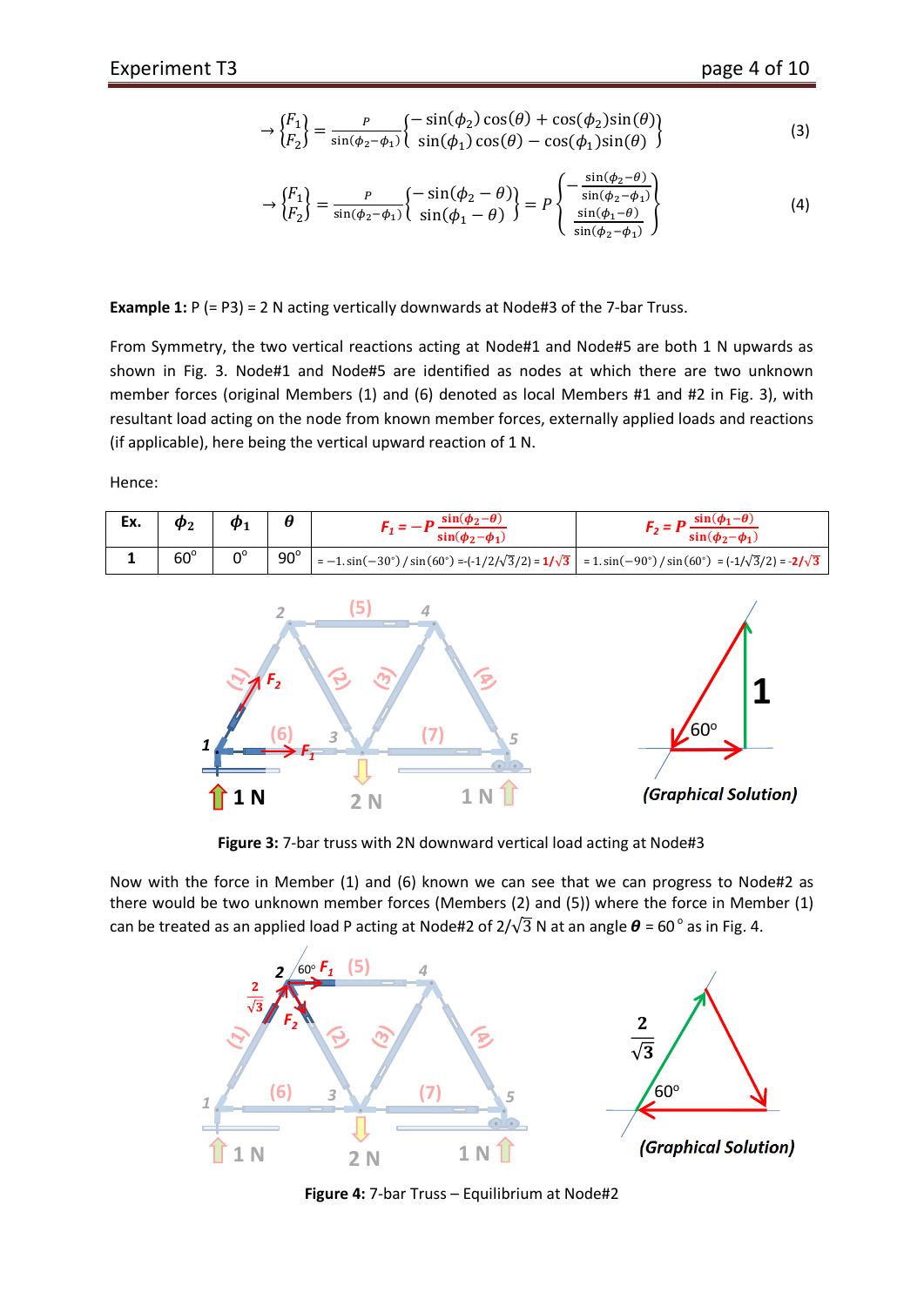$$\rightarrow \begin{Bmatrix} F_1 \\ F_2 \end{Bmatrix} = \frac{P}{\sin(\phi_2 - \phi_1)} \begin{Bmatrix} -\sin(\phi_2)\cos(\theta) + \cos(\phi_2)\sin(\theta) \\ \sin(\phi_1)\cos(\theta) - \cos(\phi_1)\sin(\theta) \end{Bmatrix} \tag{3}$$

$$\rightarrow \begin{Bmatrix} F_1 \\ F_2 \end{Bmatrix} = \frac{P}{\sin(\phi_2 - \phi_1)} \begin{Bmatrix} -\sin(\phi_2 - \theta) \\ \sin(\phi_1 - \theta) \end{Bmatrix} = P \begin{Bmatrix} -\frac{\sin(\phi_2 - \theta)}{\sin(\phi_2 - \phi_1)} \\ \frac{\sin(\phi_1 - \theta)}{\sin(\phi_2 - \phi_1)} \end{Bmatrix} \tag{4}$$

**Example 1:** P (= P3) = 2 N acting vertically downwards at Node#3 of the 7-bar Truss.

From Symmetry, the two vertical reactions acting at Node#1 and Node#5 are both 1 N upwards as shown in Fig. 3. Node#1 and Node#5 are identified as nodes at which there are two unknown member forces (original Members (1) and (6) denoted as local Members #1 and #2 in Fig. 3), with resultant load acting on the node from known member forces, externally applied loads and reactions (if applicable), here being the vertical upward reaction of 1 N.

Hence:

| Ex. | $\phi_2$ | $\phi_1$ | $\theta$ | $F_1 = -P\frac{\sin(\phi_2-\theta)}{\sin(\phi_2-\phi_1)}$ | $F_2 = P\frac{\sin(\phi_1-\theta)}{\sin(\phi_2-\phi_1)}$ |
|---|---|---|---|---|---|
| 1 | 60° | 0° | 90° | $= -1.\sin(-30^\circ)/\sin(60^\circ) = -(-1/2/\sqrt{3}/2) = 1/\sqrt{3}$ | $= 1.\sin(-90^\circ)/\sin(60^\circ) = (-1/\sqrt{3}/2) = -2/\sqrt{3}$ |

**Figure 3:** 7-bar truss with 2N downward vertical load acting at Node#3

Now with the force in Member (1) and (6) known we can see that we can progress to Node#2 as there would be two unknown member forces (Members (2) and (5)) where the force in Member (1) can be treated as an applied load P acting at Node#2 of $2/\sqrt{3}$ N at an angle $\theta$ = 60° as in Fig. 4.

**Figure 4:** 7-bar Truss – Equilibrium at Node#2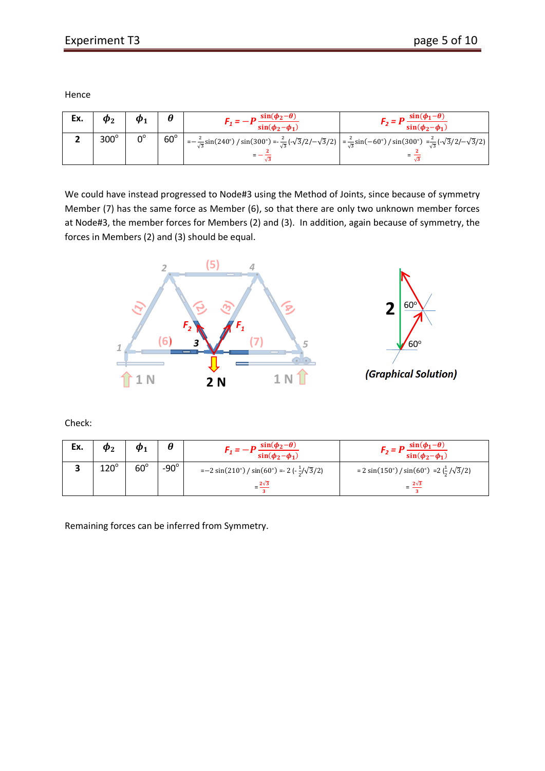Hence

| Ex. | $\phi_2$ | $\phi_1$ | $\theta$ | $F_1 = -P\,\frac{\sin(\phi_2-\theta)}{\sin(\phi_2-\phi_1)}$ | $F_2 = P\,\frac{\sin(\phi_1-\theta)}{\sin(\phi_2-\phi_1)}$ |
|---|---|---|---|---|---|
| **2** | 300° | 0° | 60° | $=-\frac{2}{\sqrt{3}}\sin(240°)\,/\,\sin(300°) = -\frac{2}{\sqrt{3}}(-\sqrt{3}/2/-\sqrt{3}/2)$ $= -\frac{2}{\sqrt{3}}$ | $=\frac{2}{\sqrt{3}}\sin(-60°)\,/\,\sin(300°) = \frac{2}{\sqrt{3}}(-\sqrt{3}/2/-\sqrt{3}/2)$ $= \frac{2}{\sqrt{3}}$ |

We could have instead progressed to Node#3 using the Method of Joints, since because of symmetry Member (7) has the same force as Member (6), so that there are only two unknown member forces at Node#3, the member forces for Members (2) and (3). In addition, again because of symmetry, the forces in Members (2) and (3) should be equal.

*(Graphical Solution)*

Check:

| Ex. | $\phi_2$ | $\phi_1$ | $\theta$ | $F_1 = -P\,\frac{\sin(\phi_2-\theta)}{\sin(\phi_2-\phi_1)}$ | $F_2 = P\,\frac{\sin(\phi_1-\theta)}{\sin(\phi_2-\phi_1)}$ |
|---|---|---|---|---|---|
| **3** | 120° | 60° | -90° | $=-2\sin(210°)\,/\,\sin(60°) = -2\,(-\frac{1}{2}/\sqrt{3}/2)$ $= \frac{2\sqrt{3}}{3}$ | $= 2\sin(150°)\,/\,\sin(60°) = 2\,(\frac{1}{2}/\sqrt{3}/2)$ $= \frac{2\sqrt{3}}{3}$ |

Remaining forces can be inferred from Symmetry.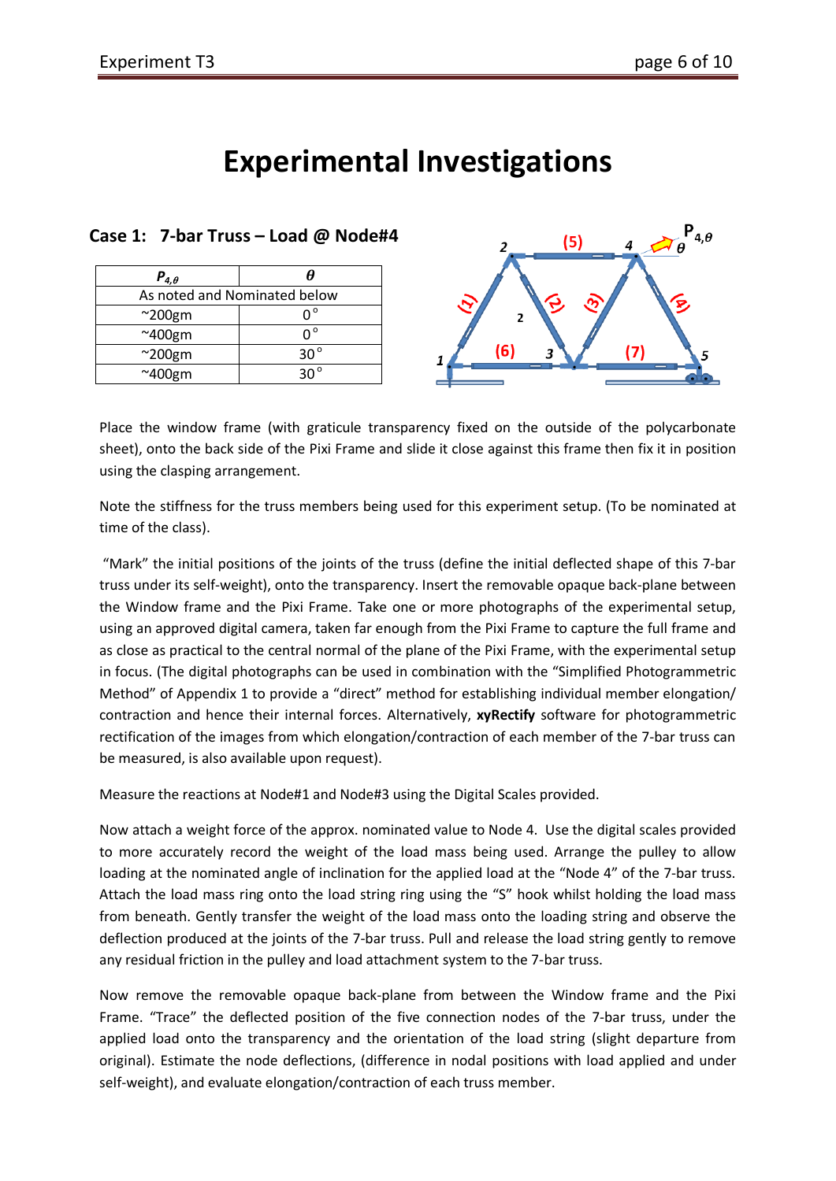# Experimental Investigations

### Case 1: 7-bar Truss – Load @ Node#4

| $P_{4,\theta}$ | $\theta$ |
|---|---|
| As noted and Nominated below | |
| ~200gm | 0° |
| ~400gm | 0° |
| ~200gm | 30° |
| ~400gm | 30° |

Place the window frame (with graticule transparency fixed on the outside of the polycarbonate sheet), onto the back side of the Pixi Frame and slide it close against this frame then fix it in position using the clasping arrangement.

Note the stiffness for the truss members being used for this experiment setup. (To be nominated at time of the class).

"Mark" the initial positions of the joints of the truss (define the initial deflected shape of this 7-bar truss under its self-weight), onto the transparency. Insert the removable opaque back-plane between the Window frame and the Pixi Frame. Take one or more photographs of the experimental setup, using an approved digital camera, taken far enough from the Pixi Frame to capture the full frame and as close as practical to the central normal of the plane of the Pixi Frame, with the experimental setup in focus. (The digital photographs can be used in combination with the "Simplified Photogrammetric Method" of Appendix 1 to provide a "direct" method for establishing individual member elongation/ contraction and hence their internal forces. Alternatively, **xyRectify** software for photogrammetric rectification of the images from which elongation/contraction of each member of the 7-bar truss can be measured, is also available upon request).

Measure the reactions at Node#1 and Node#3 using the Digital Scales provided.

Now attach a weight force of the approx. nominated value to Node 4. Use the digital scales provided to more accurately record the weight of the load mass being used. Arrange the pulley to allow loading at the nominated angle of inclination for the applied load at the "Node 4" of the 7-bar truss. Attach the load mass ring onto the load string ring using the "S" hook whilst holding the load mass from beneath. Gently transfer the weight of the load mass onto the loading string and observe the deflection produced at the joints of the 7-bar truss. Pull and release the load string gently to remove any residual friction in the pulley and load attachment system to the 7-bar truss.

Now remove the removable opaque back-plane from between the Window frame and the Pixi Frame. "Trace" the deflected position of the five connection nodes of the 7-bar truss, under the applied load onto the transparency and the orientation of the load string (slight departure from original). Estimate the node deflections, (difference in nodal positions with load applied and under self-weight), and evaluate elongation/contraction of each truss member.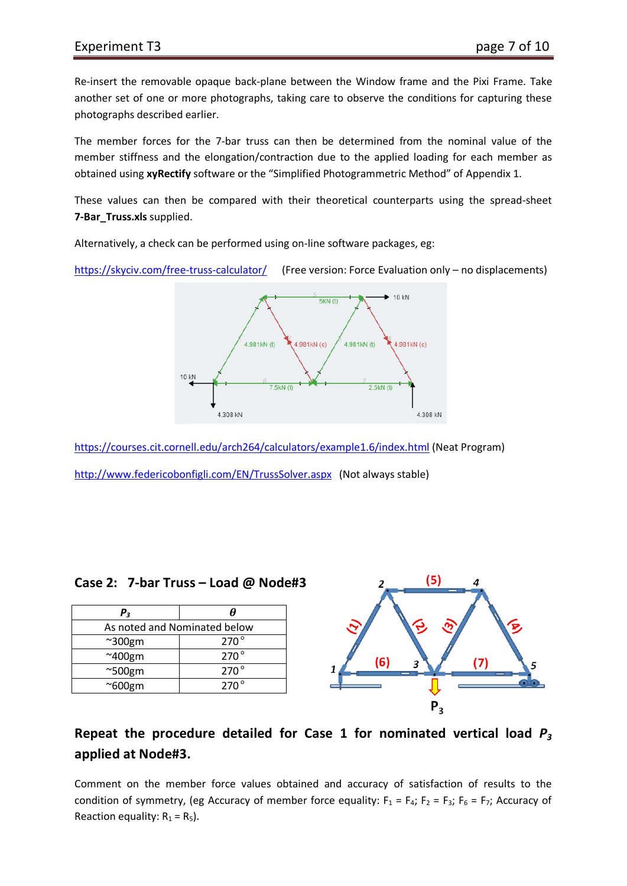Re-insert the removable opaque back-plane between the Window frame and the Pixi Frame. Take another set of one or more photographs, taking care to observe the conditions for capturing these photographs described earlier.

The member forces for the 7-bar truss can then be determined from the nominal value of the member stiffness and the elongation/contraction due to the applied loading for each member as obtained using **xyRectify** software or the "Simplified Photogrammetric Method" of Appendix 1.

These values can then be compared with their theoretical counterparts using the spread-sheet **7-Bar_Truss.xls** supplied.

Alternatively, a check can be performed using on-line software packages, eg:

https://skyciv.com/free-truss-calculator/ (Free version: Force Evaluation only – no displacements)

https://courses.cit.cornell.edu/arch264/calculators/example1.6/index.html (Neat Program)

http://www.federicobonfigli.com/EN/TrussSolver.aspx (Not always stable)

## Case 2: 7-bar Truss – Load @ Node#3

| $P_3$ | $\theta$ |
|---|---|
| As noted and Nominated below | |
| ~300gm | 270° |
| ~400gm | 270° |
| ~500gm | 270° |
| ~600gm | 270° |

**Repeat the procedure detailed for Case 1 for nominated vertical load $P_3$ applied at Node#3.**

Comment on the member force values obtained and accuracy of satisfaction of results to the condition of symmetry, (eg Accuracy of member force equality: $F_1 = F_4$; $F_2 = F_3$; $F_6 = F_7$; Accuracy of Reaction equality: $R_1 = R_5$).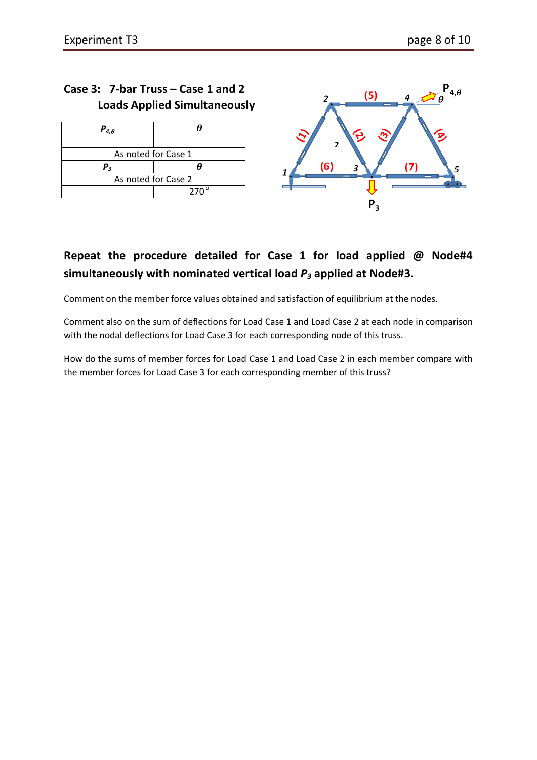## Case 3: 7-bar Truss – Case 1 and 2 Loads Applied Simultaneously

| $P_{4,\theta}$ | $\theta$ |
|---|---|
| | |
| As noted for Case 1 | |
| $P_3$ | $\theta$ |
| As noted for Case 2 | |
| | 270° |

**Repeat the procedure detailed for Case 1 for load applied @ Node#4 simultaneously with nominated vertical load $P_3$ applied at Node#3.**

Comment on the member force values obtained and satisfaction of equilibrium at the nodes.

Comment also on the sum of deflections for Load Case 1 and Load Case 2 at each node in comparison with the nodal deflections for Load Case 3 for each corresponding node of this truss.

How do the sums of member forces for Load Case 1 and Load Case 2 in each member compare with the member forces for Load Case 3 for each corresponding member of this truss?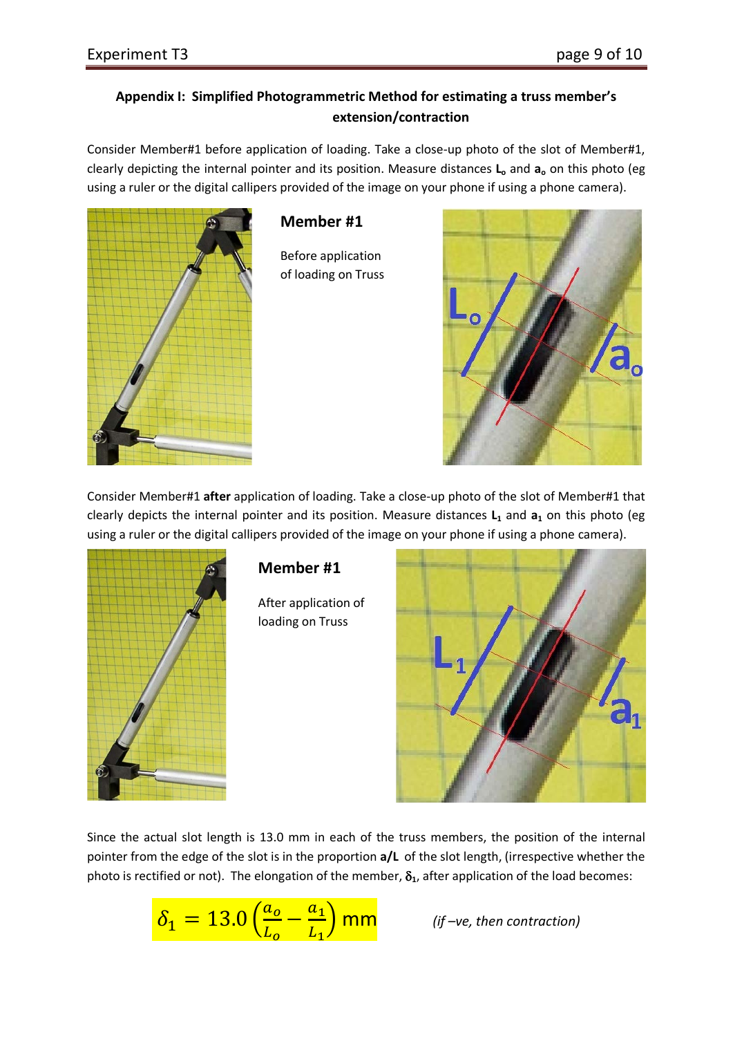### Appendix I: Simplified Photogrammetric Method for estimating a truss member's extension/contraction

Consider Member#1 before application of loading. Take a close-up photo of the slot of Member#1, clearly depicting the internal pointer and its position. Measure distances $L_o$ and $a_o$ on this photo (eg using a ruler or the digital callipers provided of the image on your phone if using a phone camera).

**Member #1**

Before application of loading on Truss

Consider Member#1 **after** application of loading. Take a close-up photo of the slot of Member#1 that clearly depicts the internal pointer and its position. Measure distances $L_1$ and $a_1$ on this photo (eg using a ruler or the digital callipers provided of the image on your phone if using a phone camera).

**Member #1**

After application of loading on Truss

Since the actual slot length is 13.0 mm in each of the truss members, the position of the internal pointer from the edge of the slot is in the proportion **a/L** of the slot length, (irrespective whether the photo is rectified or not). The elongation of the member, $\delta_1$, after application of the load becomes:

$$\delta_1 = 13.0\left(\frac{a_o}{L_o} - \frac{a_1}{L_1}\right)\ \text{mm}$$

*(if –ve, then contraction)*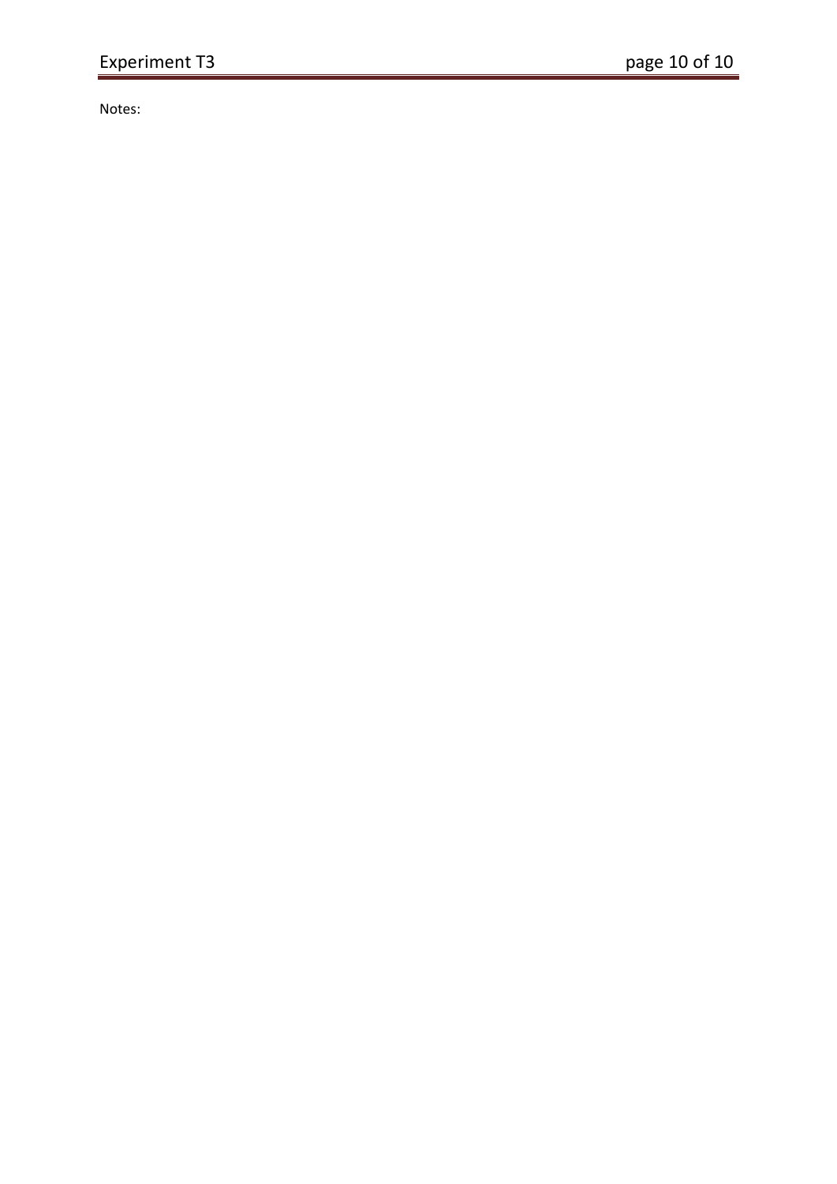Notes: